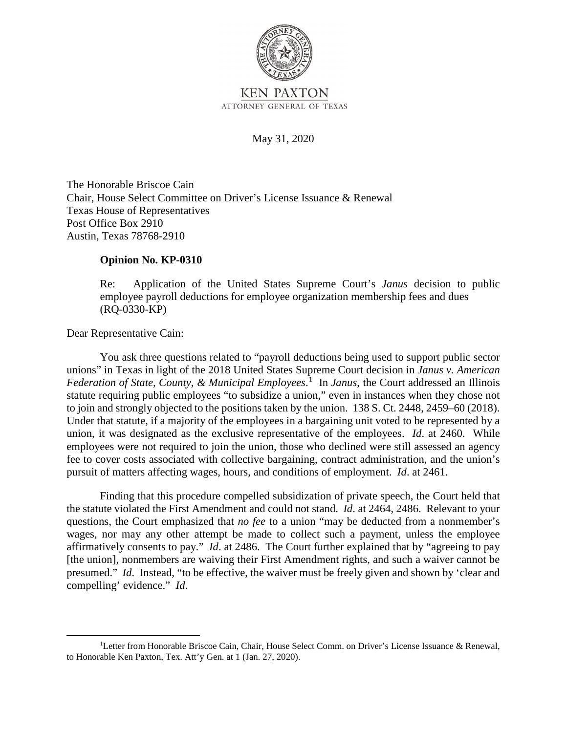KEN PAXTON
ATTORNEY GENERAL OF TEXAS

May 31, 2020

The Honorable Briscoe Cain
Chair, House Select Committee on Driver's License Issuance & Renewal
Texas House of Representatives
Post Office Box 2910
Austin, Texas 78768-2910

**Opinion No. KP-0310**

Re: Application of the United States Supreme Court's *Janus* decision to public employee payroll deductions for employee organization membership fees and dues (RQ-0330-KP)

Dear Representative Cain:

You ask three questions related to "payroll deductions being used to support public sector unions" in Texas in light of the 2018 United States Supreme Court decision in *Janus v. American Federation of State, County, & Municipal Employees*.[1] In *Janus*, the Court addressed an Illinois statute requiring public employees "to subsidize a union," even in instances when they chose not to join and strongly objected to the positions taken by the union. 138 S. Ct. 2448, 2459–60 (2018). Under that statute, if a majority of the employees in a bargaining unit voted to be represented by a union, it was designated as the exclusive representative of the employees. *Id*. at 2460. While employees were not required to join the union, those who declined were still assessed an agency fee to cover costs associated with collective bargaining, contract administration, and the union's pursuit of matters affecting wages, hours, and conditions of employment. *Id*. at 2461.

Finding that this procedure compelled subsidization of private speech, the Court held that the statute violated the First Amendment and could not stand. *Id*. at 2464, 2486. Relevant to your questions, the Court emphasized that *no fee* to a union "may be deducted from a nonmember's wages, nor may any other attempt be made to collect such a payment, unless the employee affirmatively consents to pay." *Id*. at 2486. The Court further explained that by "agreeing to pay [the union], nonmembers are waiving their First Amendment rights, and such a waiver cannot be presumed." *Id*. Instead, "to be effective, the waiver must be freely given and shown by 'clear and compelling' evidence." *Id.*

[1]Letter from Honorable Briscoe Cain, Chair, House Select Comm. on Driver's License Issuance & Renewal, to Honorable Ken Paxton, Tex. Att'y Gen. at 1 (Jan. 27, 2020).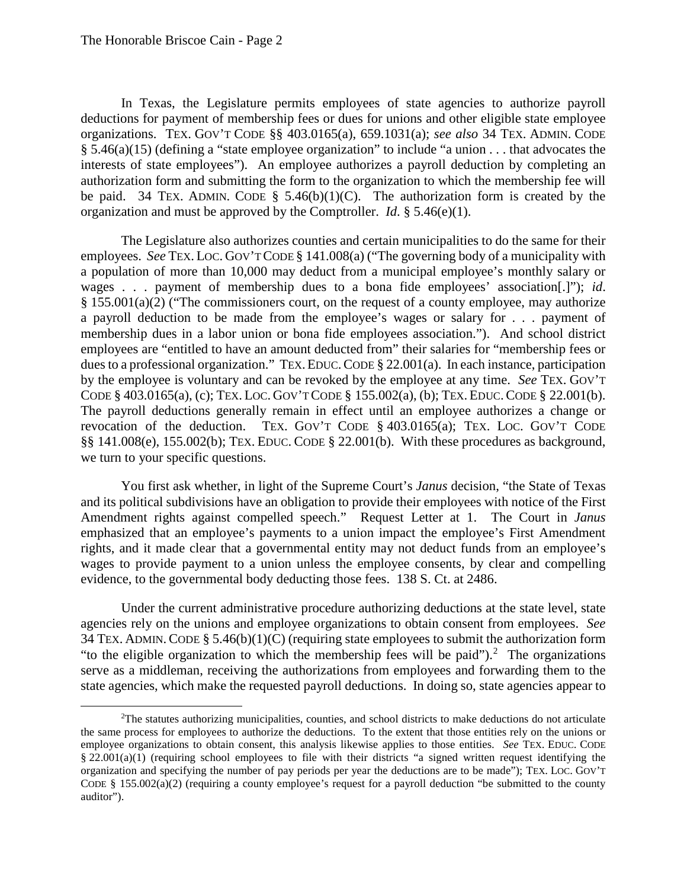In Texas, the Legislature permits employees of state agencies to authorize payroll deductions for payment of membership fees or dues for unions and other eligible state employee organizations. TEX. GOV'T CODE §§ 403.0165(a), 659.1031(a); *see also* 34 TEX. ADMIN. CODE § 5.46(a)(15) (defining a "state employee organization" to include "a union . . . that advocates the interests of state employees"). An employee authorizes a payroll deduction by completing an authorization form and submitting the form to the organization to which the membership fee will be paid. 34 TEX. ADMIN. CODE § 5.46(b)(1)(C). The authorization form is created by the organization and must be approved by the Comptroller. *Id.* § 5.46(e)(1).

The Legislature also authorizes counties and certain municipalities to do the same for their employees. *See* TEX. LOC. GOV'T CODE § 141.008(a) ("The governing body of a municipality with a population of more than 10,000 may deduct from a municipal employee's monthly salary or wages . . . payment of membership dues to a bona fide employees' association[.]"); *id.* § 155.001(a)(2) ("The commissioners court, on the request of a county employee, may authorize a payroll deduction to be made from the employee's wages or salary for . . . payment of membership dues in a labor union or bona fide employees association."). And school district employees are "entitled to have an amount deducted from" their salaries for "membership fees or dues to a professional organization." TEX. EDUC. CODE § 22.001(a). In each instance, participation by the employee is voluntary and can be revoked by the employee at any time. *See* TEX. GOV'T CODE § 403.0165(a), (c); TEX. LOC. GOV'T CODE § 155.002(a), (b); TEX. EDUC. CODE § 22.001(b). The payroll deductions generally remain in effect until an employee authorizes a change or revocation of the deduction. TEX. GOV'T CODE § 403.0165(a); TEX. LOC. GOV'T CODE §§ 141.008(e), 155.002(b); TEX. EDUC. CODE § 22.001(b). With these procedures as background, we turn to your specific questions.

You first ask whether, in light of the Supreme Court's *Janus* decision, "the State of Texas and its political subdivisions have an obligation to provide their employees with notice of the First Amendment rights against compelled speech." Request Letter at 1. The Court in *Janus* emphasized that an employee's payments to a union impact the employee's First Amendment rights, and it made clear that a governmental entity may not deduct funds from an employee's wages to provide payment to a union unless the employee consents, by clear and compelling evidence, to the governmental body deducting those fees. 138 S. Ct. at 2486.

Under the current administrative procedure authorizing deductions at the state level, state agencies rely on the unions and employee organizations to obtain consent from employees. *See* 34 TEX. ADMIN. CODE § 5.46(b)(1)(C) (requiring state employees to submit the authorization form "to the eligible organization to which the membership fees will be paid").[2] The organizations serve as a middleman, receiving the authorizations from employees and forwarding them to the state agencies, which make the requested payroll deductions. In doing so, state agencies appear to

---

[2]The statutes authorizing municipalities, counties, and school districts to make deductions do not articulate the same process for employees to authorize the deductions. To the extent that those entities rely on the unions or employee organizations to obtain consent, this analysis likewise applies to those entities. *See* TEX. EDUC. CODE § 22.001(a)(1) (requiring school employees to file with their districts "a signed written request identifying the organization and specifying the number of pay periods per year the deductions are to be made"); TEX. LOC. GOV'T CODE § 155.002(a)(2) (requiring a county employee's request for a payroll deduction "be submitted to the county auditor").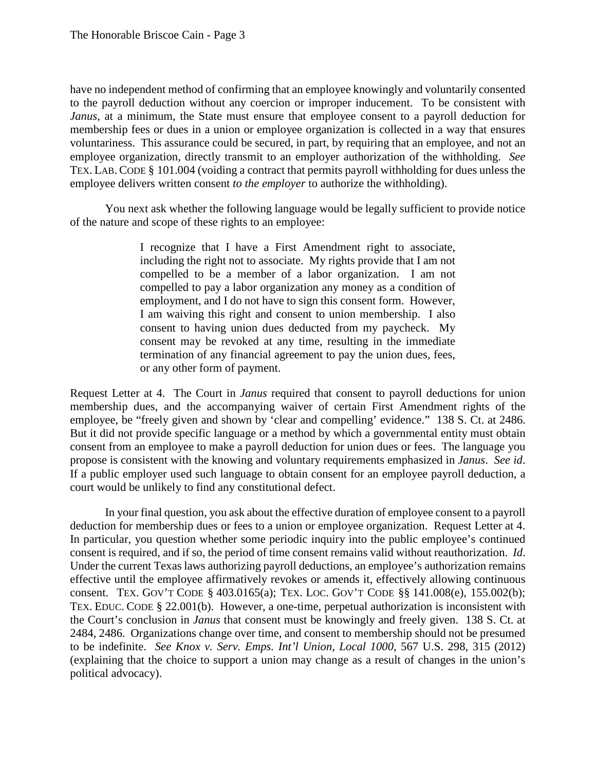have no independent method of confirming that an employee knowingly and voluntarily consented to the payroll deduction without any coercion or improper inducement. To be consistent with *Janus*, at a minimum, the State must ensure that employee consent to a payroll deduction for membership fees or dues in a union or employee organization is collected in a way that ensures voluntariness. This assurance could be secured, in part, by requiring that an employee, and not an employee organization, directly transmit to an employer authorization of the withholding. *See* TEX. LAB. CODE § 101.004 (voiding a contract that permits payroll withholding for dues unless the employee delivers written consent *to the employer* to authorize the withholding).

You next ask whether the following language would be legally sufficient to provide notice of the nature and scope of these rights to an employee:

> I recognize that I have a First Amendment right to associate, including the right not to associate. My rights provide that I am not compelled to be a member of a labor organization. I am not compelled to pay a labor organization any money as a condition of employment, and I do not have to sign this consent form. However, I am waiving this right and consent to union membership. I also consent to having union dues deducted from my paycheck. My consent may be revoked at any time, resulting in the immediate termination of any financial agreement to pay the union dues, fees, or any other form of payment.

Request Letter at 4. The Court in *Janus* required that consent to payroll deductions for union membership dues, and the accompanying waiver of certain First Amendment rights of the employee, be "freely given and shown by 'clear and compelling' evidence." 138 S. Ct. at 2486. But it did not provide specific language or a method by which a governmental entity must obtain consent from an employee to make a payroll deduction for union dues or fees. The language you propose is consistent with the knowing and voluntary requirements emphasized in *Janus*. *See id*. If a public employer used such language to obtain consent for an employee payroll deduction, a court would be unlikely to find any constitutional defect.

In your final question, you ask about the effective duration of employee consent to a payroll deduction for membership dues or fees to a union or employee organization. Request Letter at 4. In particular, you question whether some periodic inquiry into the public employee's continued consent is required, and if so, the period of time consent remains valid without reauthorization. *Id*. Under the current Texas laws authorizing payroll deductions, an employee's authorization remains effective until the employee affirmatively revokes or amends it, effectively allowing continuous consent. TEX. GOV'T CODE § 403.0165(a); TEX. LOC. GOV'T CODE §§ 141.008(e), 155.002(b); TEX. EDUC. CODE § 22.001(b). However, a one-time, perpetual authorization is inconsistent with the Court's conclusion in *Janus* that consent must be knowingly and freely given. 138 S. Ct. at 2484, 2486. Organizations change over time, and consent to membership should not be presumed to be indefinite. *See Knox v. Serv. Emps. Int'l Union, Local 1000*, 567 U.S. 298, 315 (2012) (explaining that the choice to support a union may change as a result of changes in the union's political advocacy).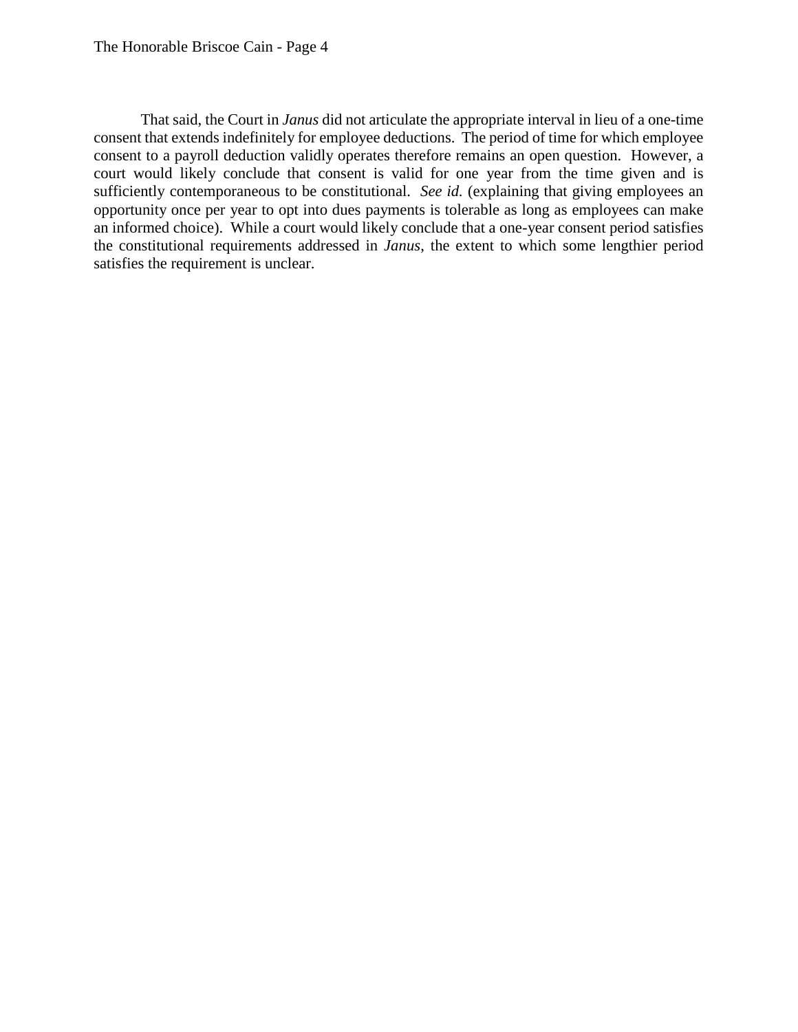That said, the Court in *Janus* did not articulate the appropriate interval in lieu of a one-time consent that extends indefinitely for employee deductions. The period of time for which employee consent to a payroll deduction validly operates therefore remains an open question. However, a court would likely conclude that consent is valid for one year from the time given and is sufficiently contemporaneous to be constitutional. *See id.* (explaining that giving employees an opportunity once per year to opt into dues payments is tolerable as long as employees can make an informed choice). While a court would likely conclude that a one-year consent period satisfies the constitutional requirements addressed in *Janus*, the extent to which some lengthier period satisfies the requirement is unclear.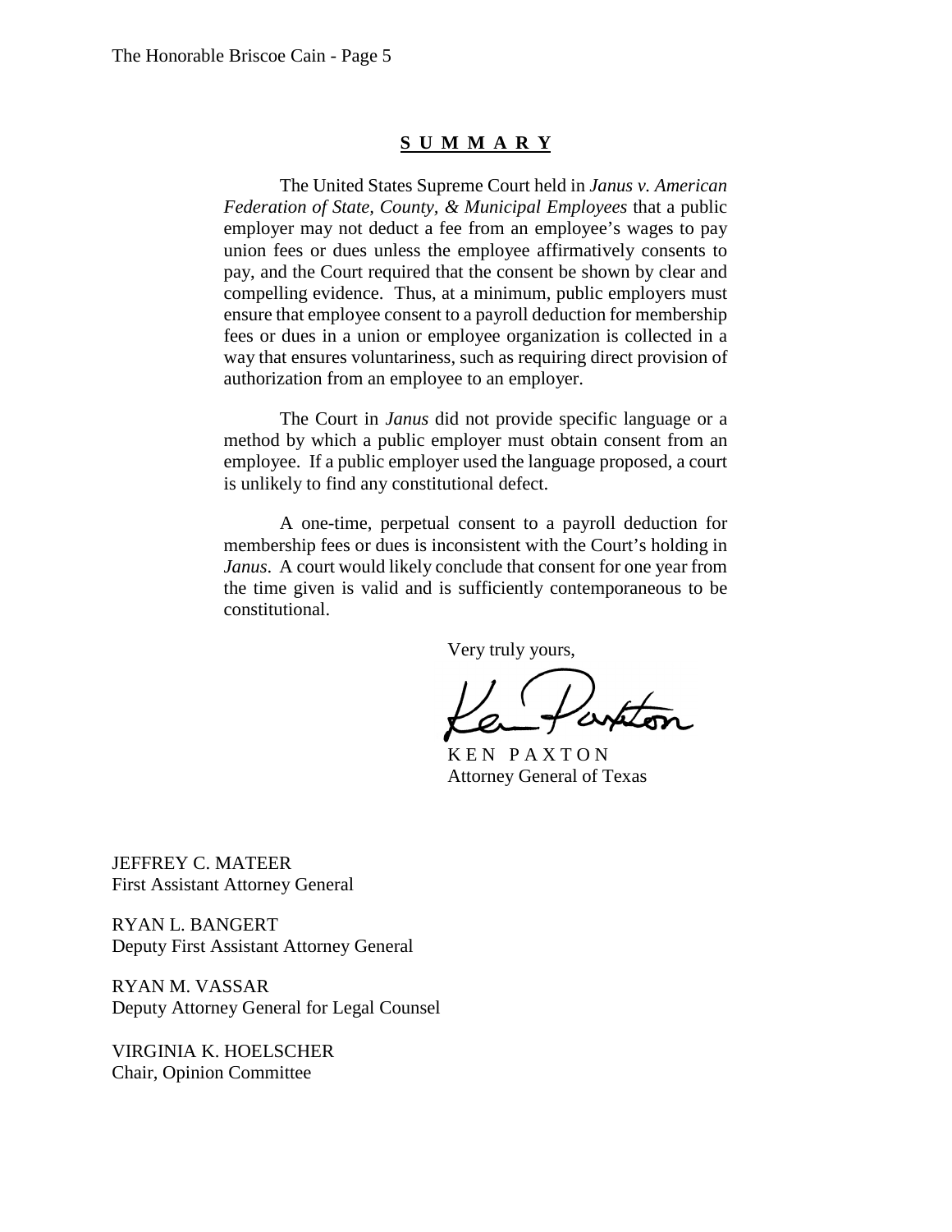## S U M M A R Y

The United States Supreme Court held in *Janus v. American Federation of State, County, & Municipal Employees* that a public employer may not deduct a fee from an employee's wages to pay union fees or dues unless the employee affirmatively consents to pay, and the Court required that the consent be shown by clear and compelling evidence. Thus, at a minimum, public employers must ensure that employee consent to a payroll deduction for membership fees or dues in a union or employee organization is collected in a way that ensures voluntariness, such as requiring direct provision of authorization from an employee to an employer.

The Court in *Janus* did not provide specific language or a method by which a public employer must obtain consent from an employee. If a public employer used the language proposed, a court is unlikely to find any constitutional defect.

A one-time, perpetual consent to a payroll deduction for membership fees or dues is inconsistent with the Court's holding in *Janus*. A court would likely conclude that consent for one year from the time given is valid and is sufficiently contemporaneous to be constitutional.

Very truly yours,

K E N P A X T O N
Attorney General of Texas

JEFFREY C. MATEER
First Assistant Attorney General

RYAN L. BANGERT
Deputy First Assistant Attorney General

RYAN M. VASSAR
Deputy Attorney General for Legal Counsel

VIRGINIA K. HOELSCHER
Chair, Opinion Committee